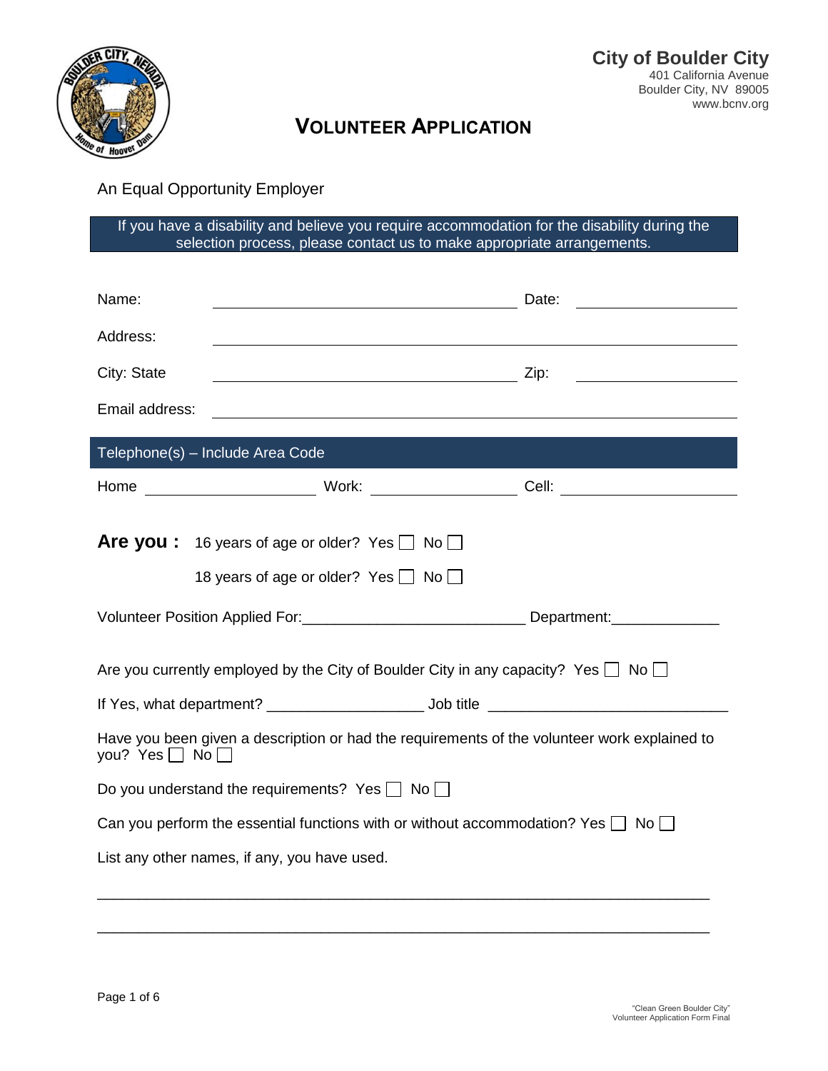**City of Boulder City**
401 California Avenue
Boulder City, NV 89005
www.bcnv.org

# VOLUNTEER APPLICATION

An Equal Opportunity Employer

If you have a disability and believe you require accommodation for the disability during the selection process, please contact us to make appropriate arrangements.

Name: ______________________________ Date: ______________

Address: ______________________________________________

City: State ______________________________ Zip: ______________

Email address: ______________________________________________

**Telephone(s) – Include Area Code**

Home ______________ Work: ______________ Cell: ______________

**Are you :** 16 years of age or older? Yes ☐ No ☐

18 years of age or older? Yes ☐ No ☐

Volunteer Position Applied For:___________________________ Department:_____________

Are you currently employed by the City of Boulder City in any capacity? Yes ☐ No ☐

If Yes, what department? ___________________ Job title _____________________________

Have you been given a description or had the requirements of the volunteer work explained to you? Yes ☐ No ☐

Do you understand the requirements? Yes ☐ No ☐

Can you perform the essential functions with or without accommodation? Yes ☐ No ☐

List any other names, if any, you have used.

_______________________________________________________________________

_______________________________________________________________________

"Clean Green Boulder City"
Volunteer Application Form Final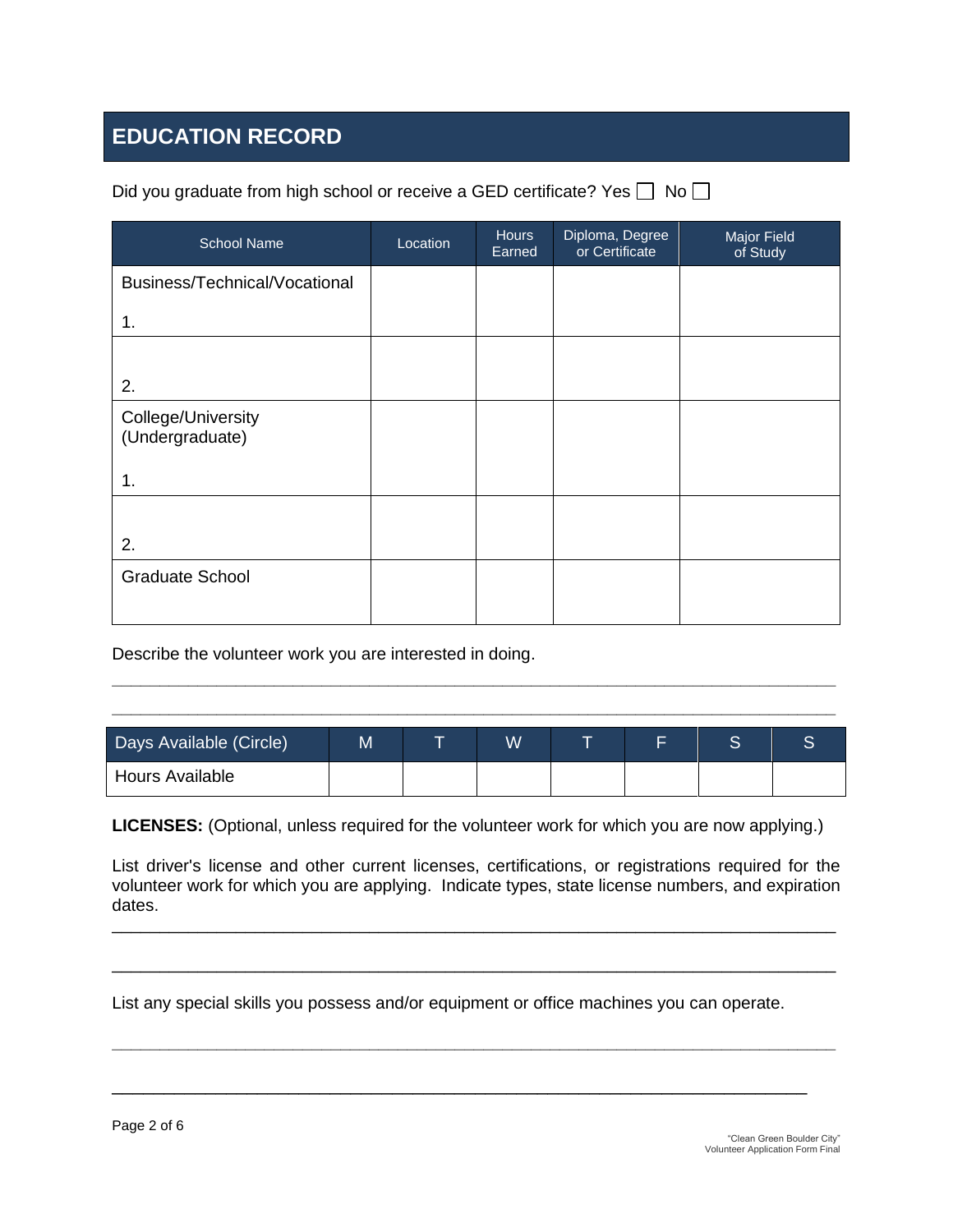## EDUCATION RECORD

Did you graduate from high school or receive a GED certificate? Yes ☐ No ☐

| School Name | Location | Hours Earned | Diploma, Degree or Certificate | Major Field of Study |
|---|---|---|---|---|
| Business/Technical/Vocational<br><br>1. | | | | |
| <br>2. | | | | |
| College/University (Undergraduate)<br><br>1. | | | | |
| <br>2. | | | | |
| Graduate School | | | | |

Describe the volunteer work you are interested in doing.

______________________________________________________________________________

______________________________________________________________________________

| Days Available (Circle) | M | T | W | T | F | S | S |
|---|---|---|---|---|---|---|---|
| Hours Available | | | | | | | |

**LICENSES:** (Optional, unless required for the volunteer work for which you are now applying.)

List driver's license and other current licenses, certifications, or registrations required for the volunteer work for which you are applying. Indicate types, state license numbers, and expiration dates.

______________________________________________________________________________

______________________________________________________________________________

List any special skills you possess and/or equipment or office machines you can operate.

______________________________________________________________________________

______________________________________________________________________________

"Clean Green Boulder City"
Volunteer Application Form Final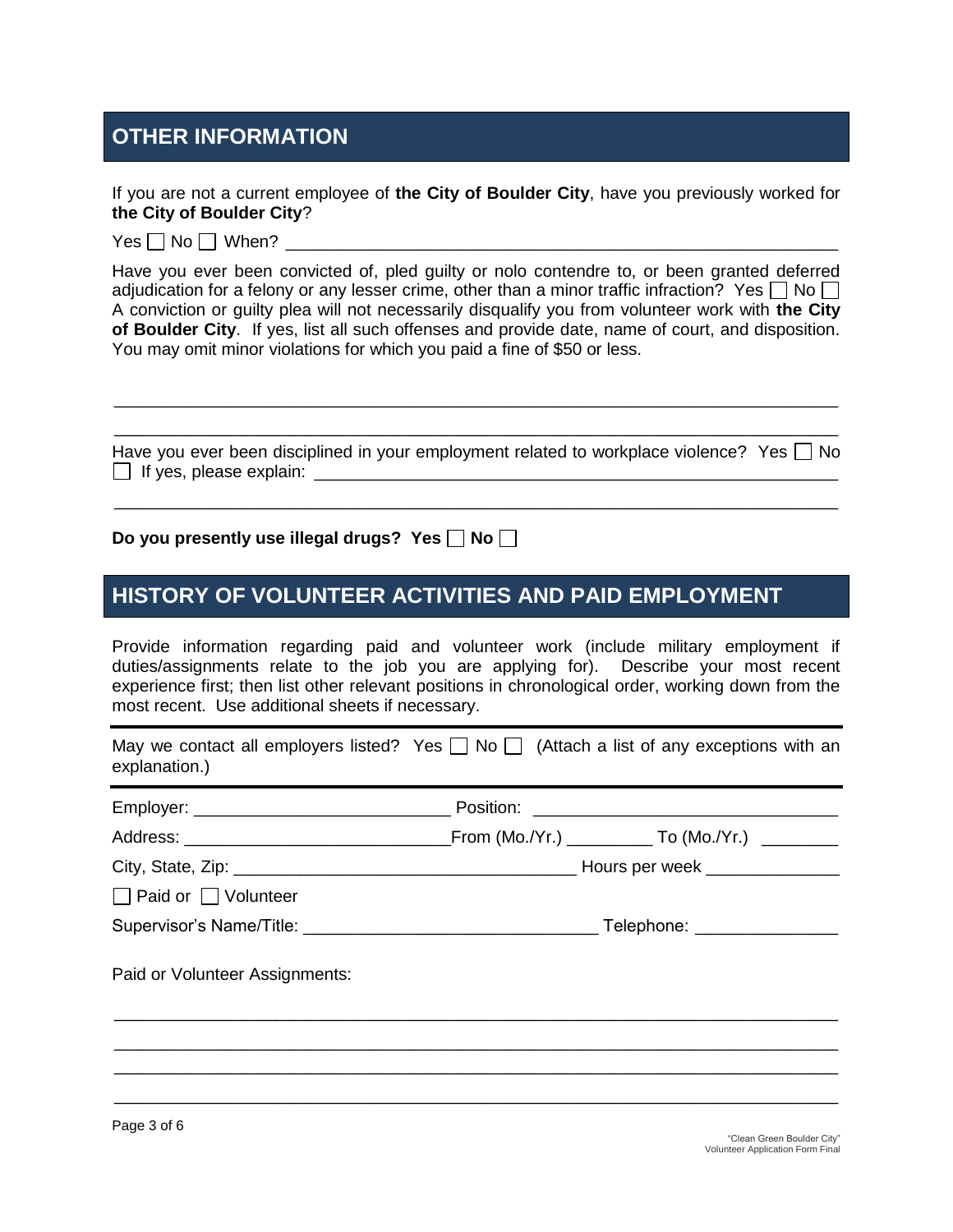## OTHER INFORMATION

If you are not a current employee of **the City of Boulder City**, have you previously worked for **the City of Boulder City**?

Yes ☐ No ☐ When? ___________________________________________________________

Have you ever been convicted of, pled guilty or nolo contendre to, or been granted deferred adjudication for a felony or any lesser crime, other than a minor traffic infraction? Yes ☐ No ☐ A conviction or guilty plea will not necessarily disqualify you from volunteer work with **the City of Boulder City**. If yes, list all such offenses and provide date, name of court, and disposition. You may omit minor violations for which you paid a fine of $50 or less.

_____________________________________________________________________________

_____________________________________________________________________________

Have you ever been disciplined in your employment related to workplace violence? Yes ☐ No ☐ If yes, please explain: ____________________________________________________________

_____________________________________________________________________________

**Do you presently use illegal drugs? Yes ☐ No ☐**

## HISTORY OF VOLUNTEER ACTIVITIES AND PAID EMPLOYMENT

Provide information regarding paid and volunteer work (include military employment if duties/assignments relate to the job you are applying for). Describe your most recent experience first; then list other relevant positions in chronological order, working down from the most recent. Use additional sheets if necessary.

May we contact all employers listed? Yes ☐ No ☐ (Attach a list of any exceptions with an explanation.)

Employer: ___________________________ Position: _______________________________

Address: ____________________________ From (Mo./Yr.) _________ To (Mo./Yr.) ________

City, State, Zip: ____________________________________ Hours per week ______________

☐ Paid or ☐ Volunteer

Supervisor's Name/Title: _______________________________ Telephone: _______________

Paid or Volunteer Assignments:

_____________________________________________________________________________

_____________________________________________________________________________

_____________________________________________________________________________

_____________________________________________________________________________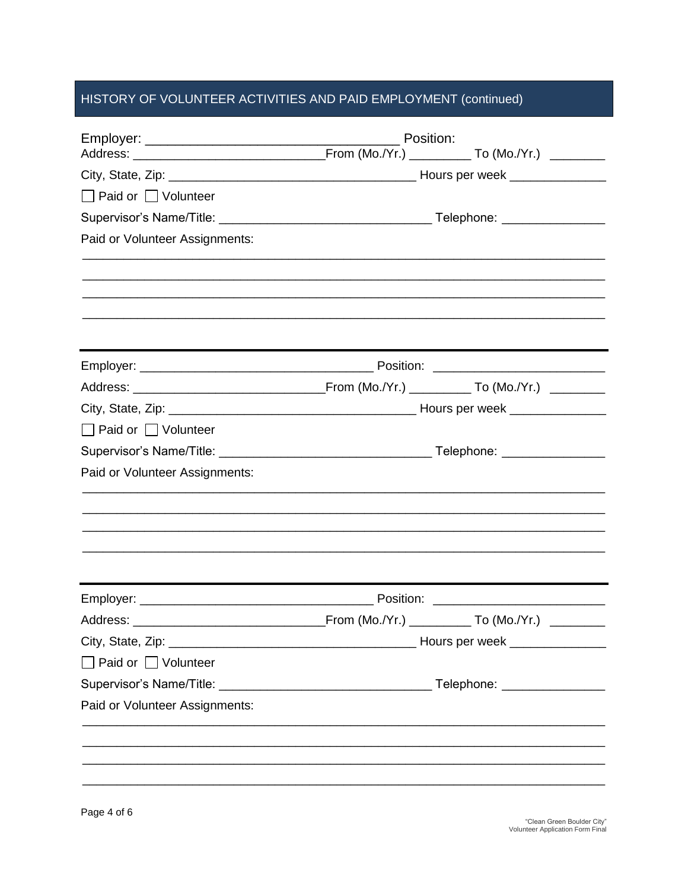## HISTORY OF VOLUNTEER ACTIVITIES AND PAID EMPLOYMENT (continued)

Employer: ___________________________________ Position:
Address: ___________________________From (Mo./Yr.) _________ To (Mo./Yr.) ________
City, State, Zip: ___________________________________ Hours per week ______________
☐ Paid or ☐ Volunteer
Supervisor's Name/Title: ______________________________ Telephone: _______________
Paid or Volunteer Assignments:
___________________________________________________________________________
___________________________________________________________________________
___________________________________________________________________________
___________________________________________________________________________

---

Employer: ________________________________ Position: ________________________
Address: ___________________________From (Mo./Yr.) _________ To (Mo./Yr.) ________
City, State, Zip: ___________________________________ Hours per week ______________
☐ Paid or ☐ Volunteer
Supervisor's Name/Title: ______________________________ Telephone: _______________
Paid or Volunteer Assignments:
___________________________________________________________________________
___________________________________________________________________________
___________________________________________________________________________
___________________________________________________________________________

---

Employer: ________________________________ Position: ________________________
Address: ___________________________From (Mo./Yr.) _________ To (Mo./Yr.) ________
City, State, Zip: ___________________________________ Hours per week ______________
☐ Paid or ☐ Volunteer
Supervisor's Name/Title: ______________________________ Telephone: _______________
Paid or Volunteer Assignments:
___________________________________________________________________________
___________________________________________________________________________
___________________________________________________________________________
___________________________________________________________________________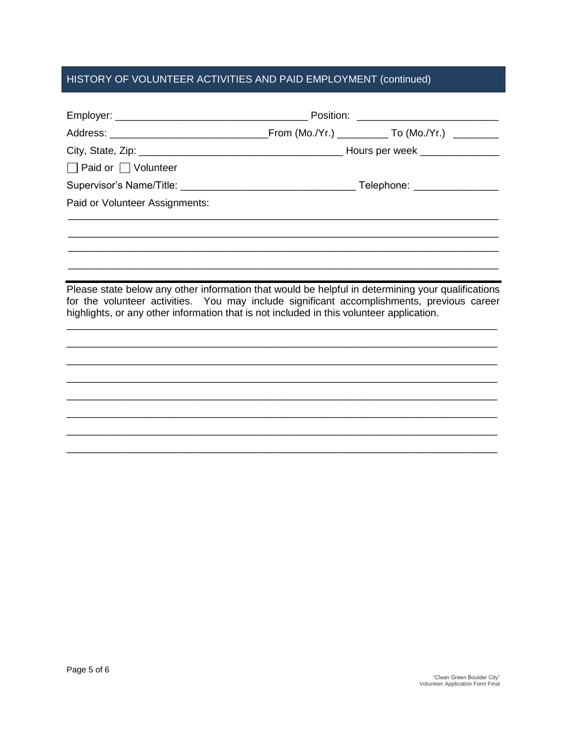## HISTORY OF VOLUNTEER ACTIVITIES AND PAID EMPLOYMENT (continued)

Employer: ________________________________ Position: ________________________

Address: ____________________________From (Mo./Yr.) _________ To (Mo./Yr.) ________

City, State, Zip: ___________________________________ Hours per week ______________

☐ Paid or ☐ Volunteer

Supervisor's Name/Title: ______________________________ Telephone: _______________

Paid or Volunteer Assignments:

_____________________________________________________________________________

_____________________________________________________________________________

_____________________________________________________________________________

_____________________________________________________________________________

---

Please state below any other information that would be helpful in determining your qualifications for the volunteer activities. You may include significant accomplishments, previous career highlights, or any other information that is not included in this volunteer application.

_____________________________________________________________________________

_____________________________________________________________________________

_____________________________________________________________________________

_____________________________________________________________________________

_____________________________________________________________________________

_____________________________________________________________________________

_____________________________________________________________________________

_____________________________________________________________________________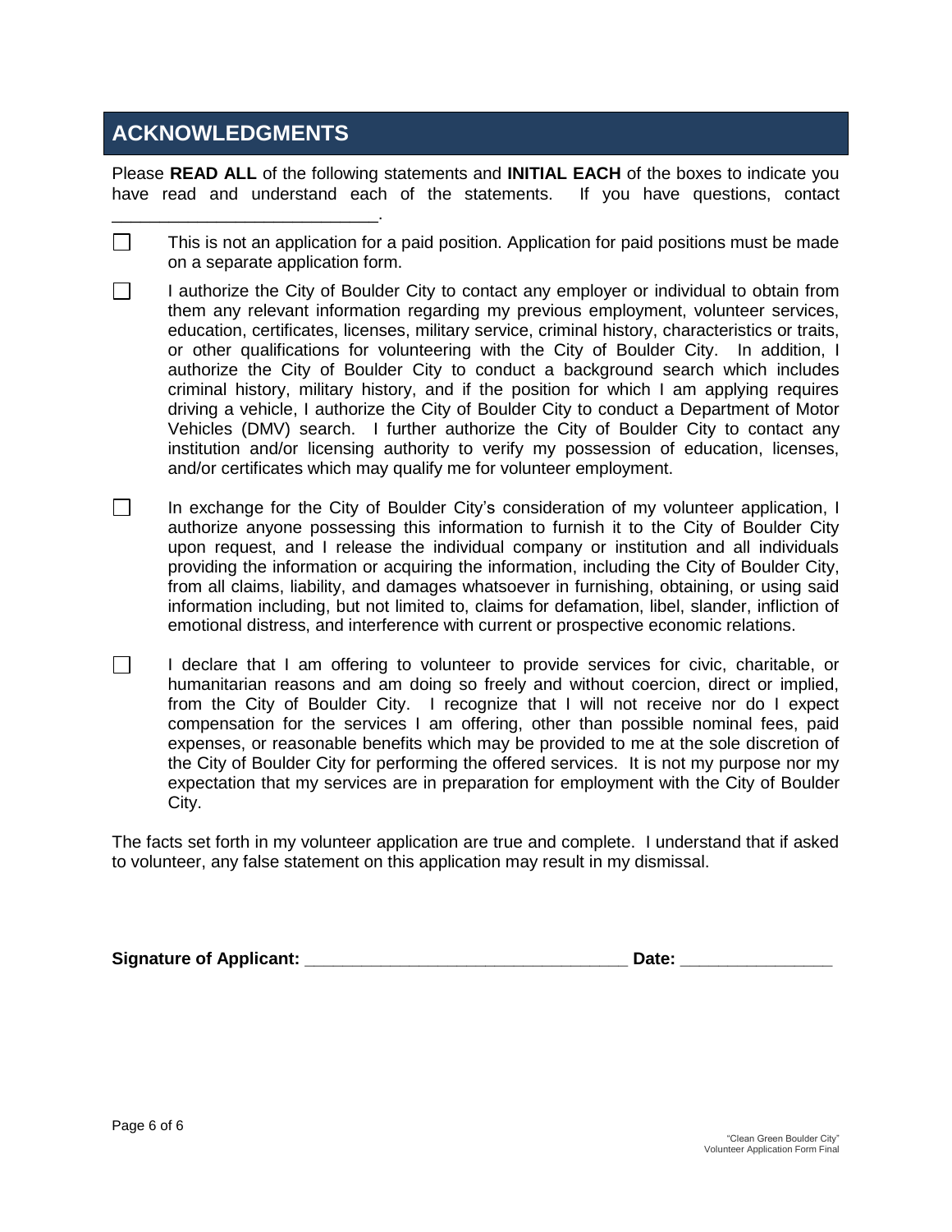## ACKNOWLEDGMENTS

Please **READ ALL** of the following statements and **INITIAL EACH** of the boxes to indicate you have read and understand each of the statements. If you have questions, contact ____________________________.

☐ This is not an application for a paid position. Application for paid positions must be made on a separate application form.

☐ I authorize the City of Boulder City to contact any employer or individual to obtain from them any relevant information regarding my previous employment, volunteer services, education, certificates, licenses, military service, criminal history, characteristics or traits, or other qualifications for volunteering with the City of Boulder City. In addition, I authorize the City of Boulder City to conduct a background search which includes criminal history, military history, and if the position for which I am applying requires driving a vehicle, I authorize the City of Boulder City to conduct a Department of Motor Vehicles (DMV) search. I further authorize the City of Boulder City to contact any institution and/or licensing authority to verify my possession of education, licenses, and/or certificates which may qualify me for volunteer employment.

☐ In exchange for the City of Boulder City's consideration of my volunteer application, I authorize anyone possessing this information to furnish it to the City of Boulder City upon request, and I release the individual company or institution and all individuals providing the information or acquiring the information, including the City of Boulder City, from all claims, liability, and damages whatsoever in furnishing, obtaining, or using said information including, but not limited to, claims for defamation, libel, slander, infliction of emotional distress, and interference with current or prospective economic relations.

☐ I declare that I am offering to volunteer to provide services for civic, charitable, or humanitarian reasons and am doing so freely and without coercion, direct or implied, from the City of Boulder City. I recognize that I will not receive nor do I expect compensation for the services I am offering, other than possible nominal fees, paid expenses, or reasonable benefits which may be provided to me at the sole discretion of the City of Boulder City for performing the offered services. It is not my purpose nor my expectation that my services are in preparation for employment with the City of Boulder City.

The facts set forth in my volunteer application are true and complete. I understand that if asked to volunteer, any false statement on this application may result in my dismissal.

**Signature of Applicant: ________________________________ Date: _______________**